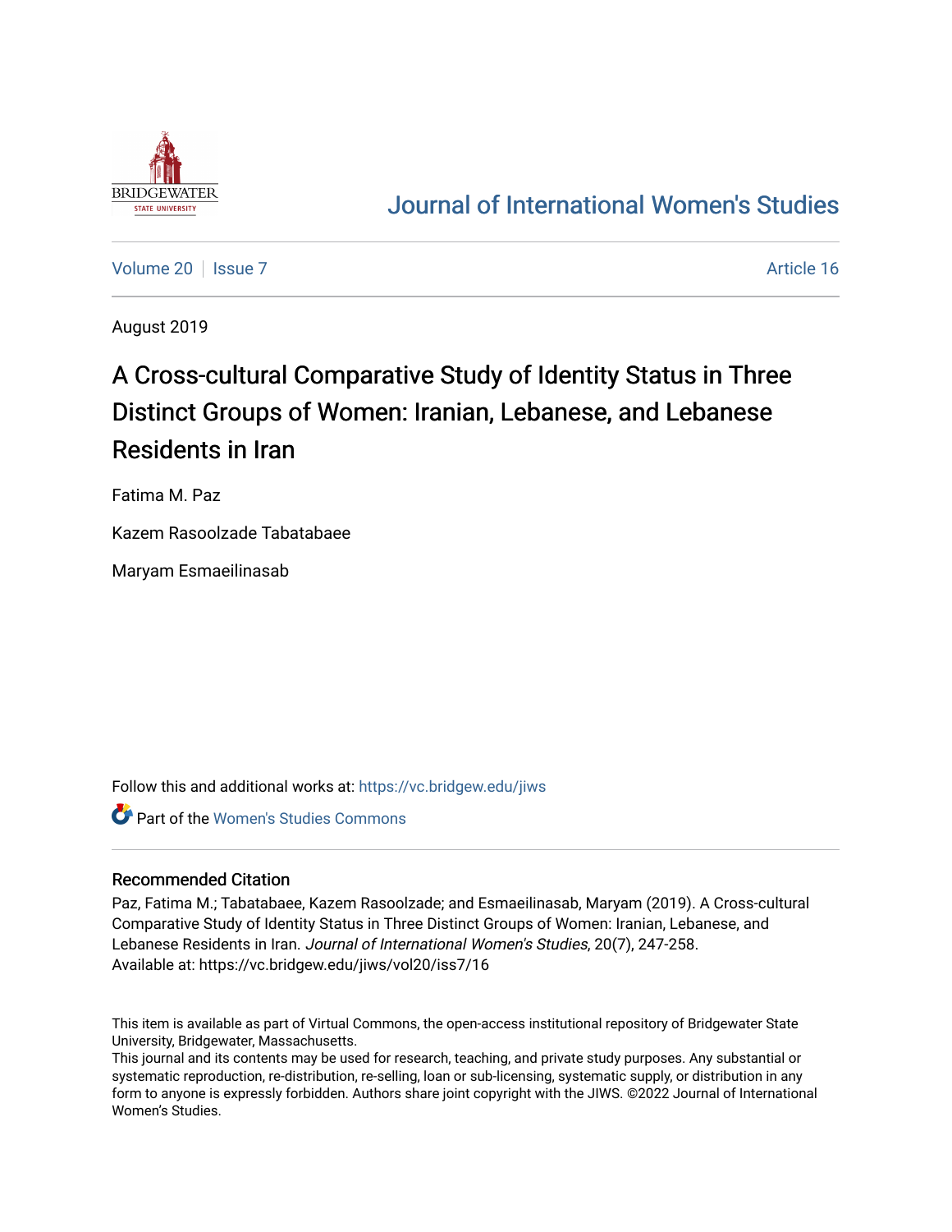# Journal of International Women's Studies

Volume 20 | Issue 7 — Article 16

August 2019

## A Cross-cultural Comparative Study of Identity Status in Three Distinct Groups of Women: Iranian, Lebanese, and Lebanese Residents in Iran

Fatima M. Paz

Kazem Rasoolzade Tabatabaee

Maryam Esmaeilinasab

Follow this and additional works at: https://vc.bridgew.edu/jiws

Part of the Women's Studies Commons

### Recommended Citation

Paz, Fatima M.; Tabatabaee, Kazem Rasoolzade; and Esmaeilinasab, Maryam (2019). A Cross-cultural Comparative Study of Identity Status in Three Distinct Groups of Women: Iranian, Lebanese, and Lebanese Residents in Iran. *Journal of International Women's Studies*, 20(7), 247-258.
Available at: https://vc.bridgew.edu/jiws/vol20/iss7/16

This item is available as part of Virtual Commons, the open-access institutional repository of Bridgewater State University, Bridgewater, Massachusetts.
This journal and its contents may be used for research, teaching, and private study purposes. Any substantial or systematic reproduction, re-distribution, re-selling, loan or sub-licensing, systematic supply, or distribution in any form to anyone is expressly forbidden. Authors share joint copyright with the JIWS. ©2022 Journal of International Women's Studies.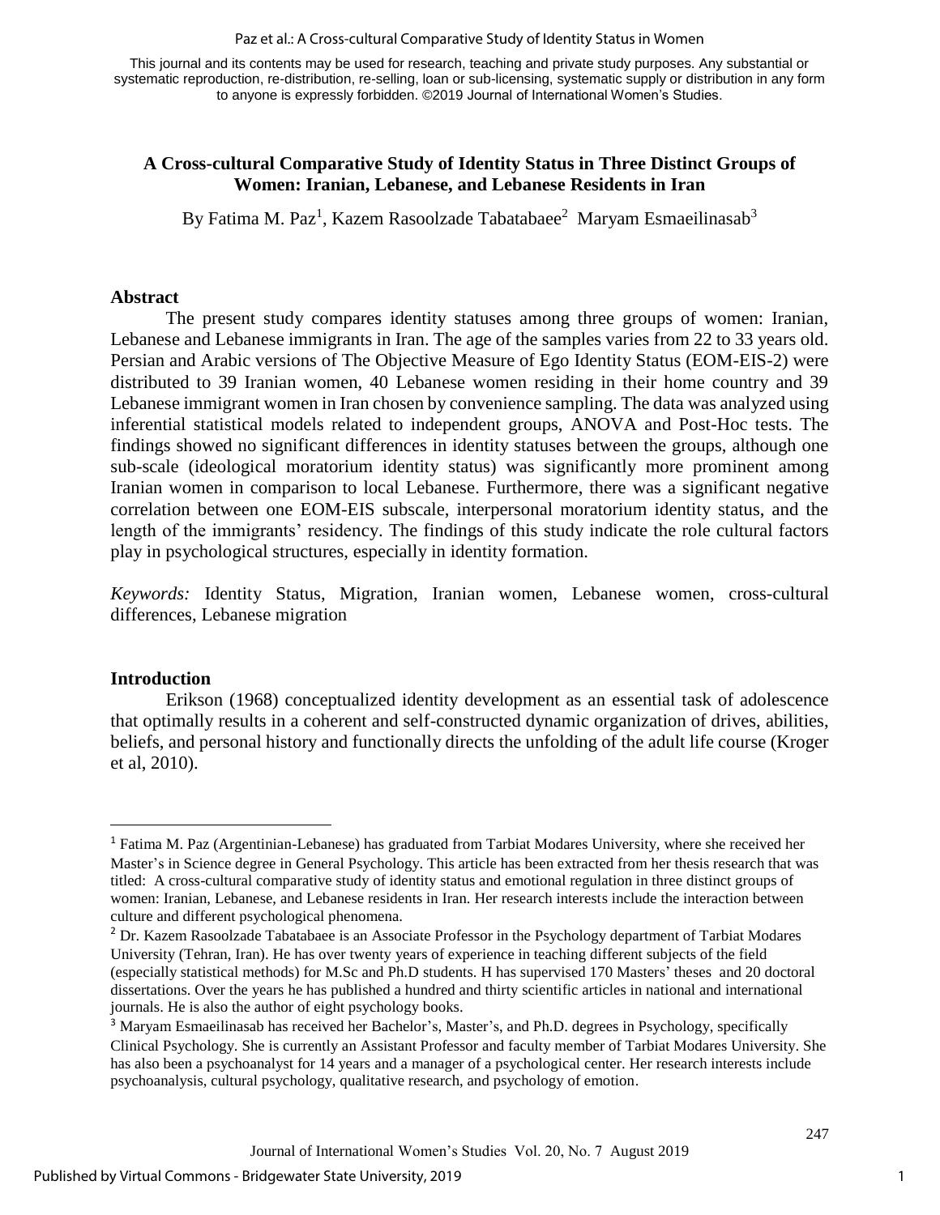This journal and its contents may be used for research, teaching and private study purposes. Any substantial or systematic reproduction, re-distribution, re-selling, loan or sub-licensing, systematic supply or distribution in any form to anyone is expressly forbidden. ©2019 Journal of International Women's Studies.

# A Cross-cultural Comparative Study of Identity Status in Three Distinct Groups of Women: Iranian, Lebanese, and Lebanese Residents in Iran

By Fatima M. Paz[1], Kazem Rasoolzade Tabatabaee[2] Maryam Esmaeilinasab[3]

## Abstract

The present study compares identity statuses among three groups of women: Iranian, Lebanese and Lebanese immigrants in Iran. The age of the samples varies from 22 to 33 years old. Persian and Arabic versions of The Objective Measure of Ego Identity Status (EOM-EIS-2) were distributed to 39 Iranian women, 40 Lebanese women residing in their home country and 39 Lebanese immigrant women in Iran chosen by convenience sampling. The data was analyzed using inferential statistical models related to independent groups, ANOVA and Post-Hoc tests. The findings showed no significant differences in identity statuses between the groups, although one sub-scale (ideological moratorium identity status) was significantly more prominent among Iranian women in comparison to local Lebanese. Furthermore, there was a significant negative correlation between one EOM-EIS subscale, interpersonal moratorium identity status, and the length of the immigrants' residency. The findings of this study indicate the role cultural factors play in psychological structures, especially in identity formation.

*Keywords:* Identity Status, Migration, Iranian women, Lebanese women, cross-cultural differences, Lebanese migration

## Introduction

Erikson (1968) conceptualized identity development as an essential task of adolescence that optimally results in a coherent and self-constructed dynamic organization of drives, abilities, beliefs, and personal history and functionally directs the unfolding of the adult life course (Kroger et al, 2010).

---

[1] Fatima M. Paz (Argentinian-Lebanese) has graduated from Tarbiat Modares University, where she received her Master's in Science degree in General Psychology. This article has been extracted from her thesis research that was titled: A cross-cultural comparative study of identity status and emotional regulation in three distinct groups of women: Iranian, Lebanese, and Lebanese residents in Iran. Her research interests include the interaction between culture and different psychological phenomena.

[2] Dr. Kazem Rasoolzade Tabatabaee is an Associate Professor in the Psychology department of Tarbiat Modares University (Tehran, Iran). He has over twenty years of experience in teaching different subjects of the field (especially statistical methods) for M.Sc and Ph.D students. H has supervised 170 Masters' theses and 20 doctoral dissertations. Over the years he has published a hundred and thirty scientific articles in national and international journals. He is also the author of eight psychology books.

[3] Maryam Esmaeilinasab has received her Bachelor's, Master's, and Ph.D. degrees in Psychology, specifically Clinical Psychology. She is currently an Assistant Professor and faculty member of Tarbiat Modares University. She has also been a psychoanalyst for 14 years and a manager of a psychological center. Her research interests include psychoanalysis, cultural psychology, qualitative research, and psychology of emotion.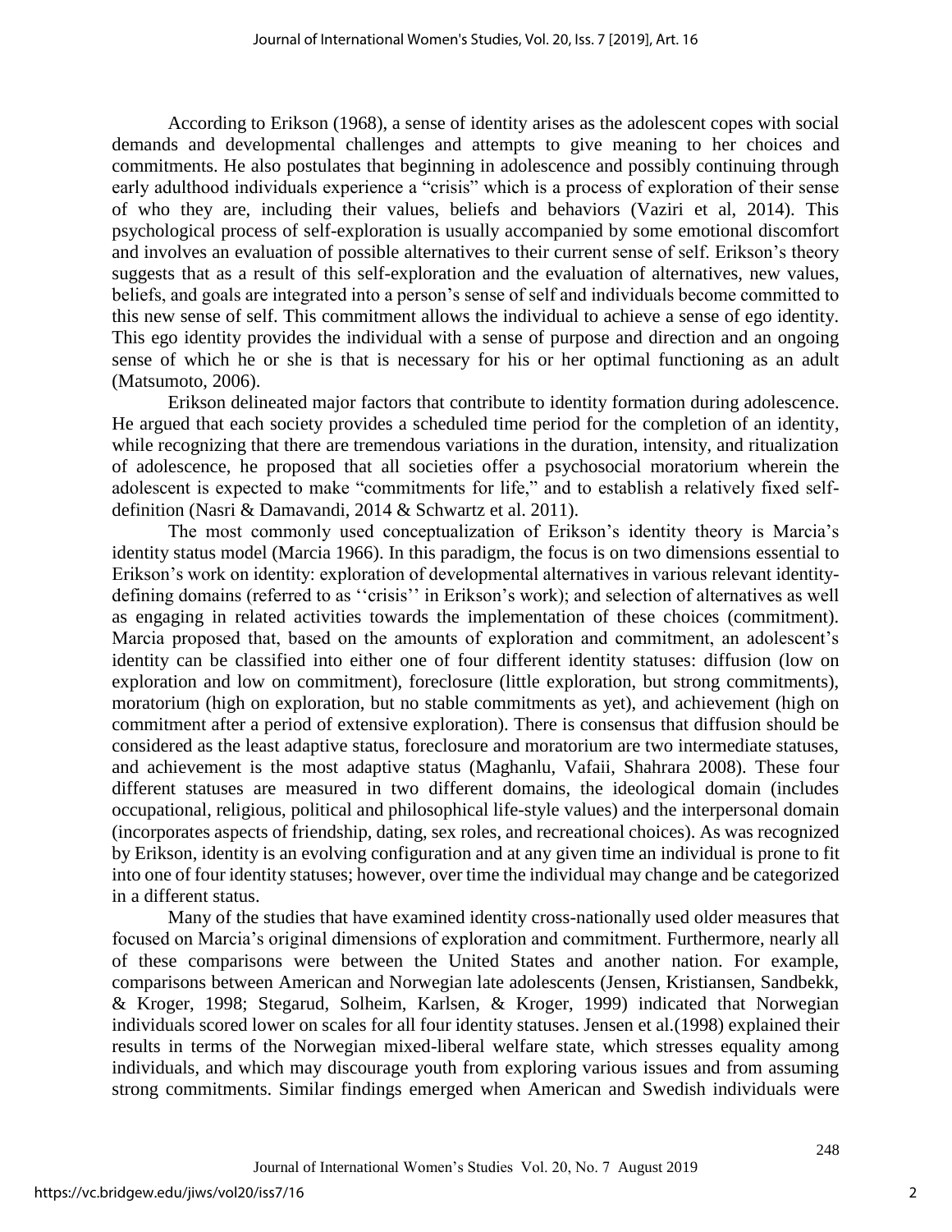According to Erikson (1968), a sense of identity arises as the adolescent copes with social demands and developmental challenges and attempts to give meaning to her choices and commitments. He also postulates that beginning in adolescence and possibly continuing through early adulthood individuals experience a "crisis" which is a process of exploration of their sense of who they are, including their values, beliefs and behaviors (Vaziri et al, 2014). This psychological process of self-exploration is usually accompanied by some emotional discomfort and involves an evaluation of possible alternatives to their current sense of self. Erikson's theory suggests that as a result of this self-exploration and the evaluation of alternatives, new values, beliefs, and goals are integrated into a person's sense of self and individuals become committed to this new sense of self. This commitment allows the individual to achieve a sense of ego identity. This ego identity provides the individual with a sense of purpose and direction and an ongoing sense of which he or she is that is necessary for his or her optimal functioning as an adult (Matsumoto, 2006).

Erikson delineated major factors that contribute to identity formation during adolescence. He argued that each society provides a scheduled time period for the completion of an identity, while recognizing that there are tremendous variations in the duration, intensity, and ritualization of adolescence, he proposed that all societies offer a psychosocial moratorium wherein the adolescent is expected to make "commitments for life," and to establish a relatively fixed self-definition (Nasri & Damavandi, 2014 & Schwartz et al. 2011).

The most commonly used conceptualization of Erikson's identity theory is Marcia's identity status model (Marcia 1966). In this paradigm, the focus is on two dimensions essential to Erikson's work on identity: exploration of developmental alternatives in various relevant identity-defining domains (referred to as ''crisis'' in Erikson's work); and selection of alternatives as well as engaging in related activities towards the implementation of these choices (commitment). Marcia proposed that, based on the amounts of exploration and commitment, an adolescent's identity can be classified into either one of four different identity statuses: diffusion (low on exploration and low on commitment), foreclosure (little exploration, but strong commitments), moratorium (high on exploration, but no stable commitments as yet), and achievement (high on commitment after a period of extensive exploration). There is consensus that diffusion should be considered as the least adaptive status, foreclosure and moratorium are two intermediate statuses, and achievement is the most adaptive status (Maghanlu, Vafaii, Shahrara 2008). These four different statuses are measured in two different domains, the ideological domain (includes occupational, religious, political and philosophical life-style values) and the interpersonal domain (incorporates aspects of friendship, dating, sex roles, and recreational choices). As was recognized by Erikson, identity is an evolving configuration and at any given time an individual is prone to fit into one of four identity statuses; however, over time the individual may change and be categorized in a different status.

Many of the studies that have examined identity cross-nationally used older measures that focused on Marcia's original dimensions of exploration and commitment. Furthermore, nearly all of these comparisons were between the United States and another nation. For example, comparisons between American and Norwegian late adolescents (Jensen, Kristiansen, Sandbekk, & Kroger, 1998; Stegarud, Solheim, Karlsen, & Kroger, 1999) indicated that Norwegian individuals scored lower on scales for all four identity statuses. Jensen et al.(1998) explained their results in terms of the Norwegian mixed-liberal welfare state, which stresses equality among individuals, and which may discourage youth from exploring various issues and from assuming strong commitments. Similar findings emerged when American and Swedish individuals were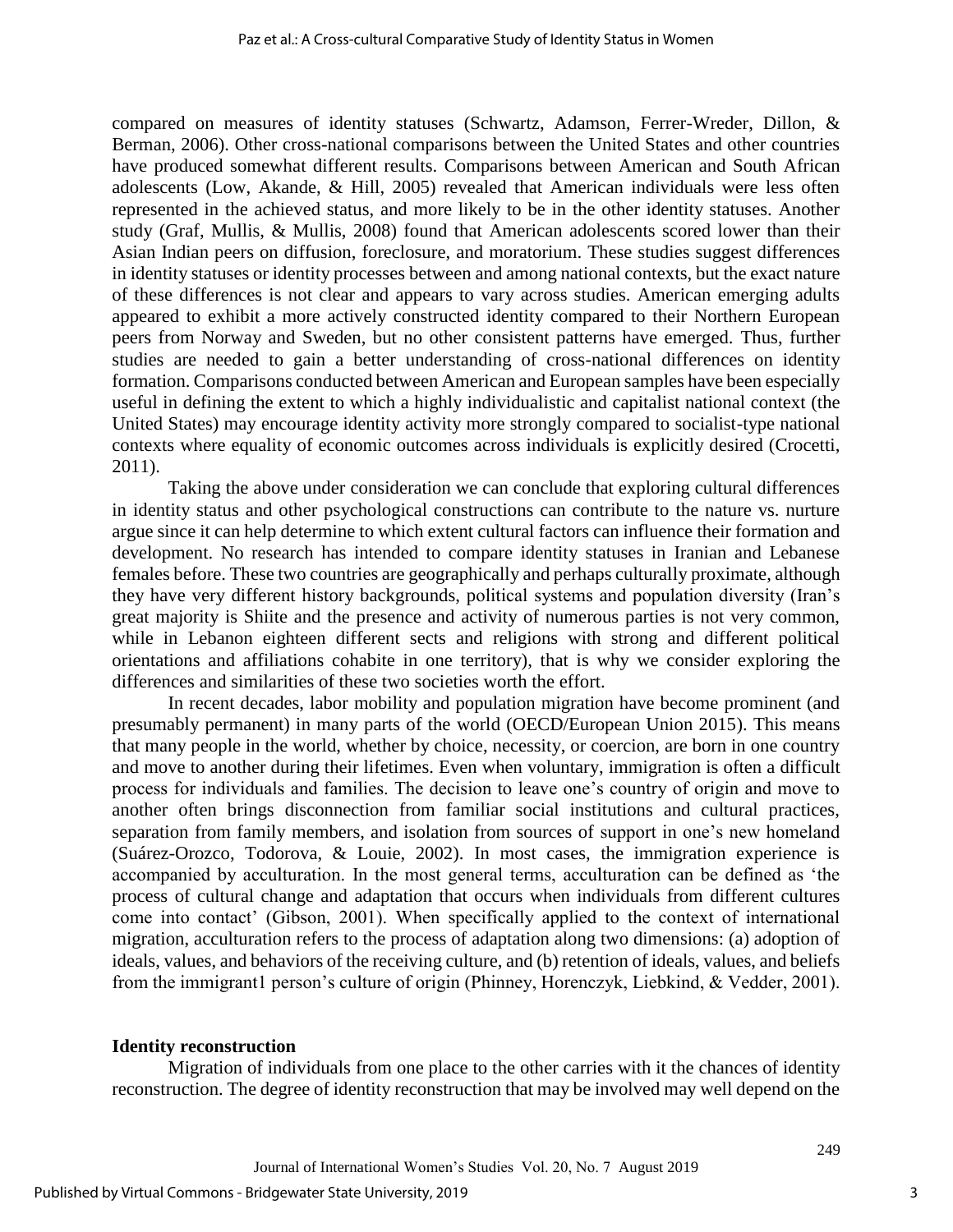compared on measures of identity statuses (Schwartz, Adamson, Ferrer-Wreder, Dillon, & Berman, 2006). Other cross-national comparisons between the United States and other countries have produced somewhat different results. Comparisons between American and South African adolescents (Low, Akande, & Hill, 2005) revealed that American individuals were less often represented in the achieved status, and more likely to be in the other identity statuses. Another study (Graf, Mullis, & Mullis, 2008) found that American adolescents scored lower than their Asian Indian peers on diffusion, foreclosure, and moratorium. These studies suggest differences in identity statuses or identity processes between and among national contexts, but the exact nature of these differences is not clear and appears to vary across studies. American emerging adults appeared to exhibit a more actively constructed identity compared to their Northern European peers from Norway and Sweden, but no other consistent patterns have emerged. Thus, further studies are needed to gain a better understanding of cross-national differences on identity formation. Comparisons conducted between American and European samples have been especially useful in defining the extent to which a highly individualistic and capitalist national context (the United States) may encourage identity activity more strongly compared to socialist-type national contexts where equality of economic outcomes across individuals is explicitly desired (Crocetti, 2011).

Taking the above under consideration we can conclude that exploring cultural differences in identity status and other psychological constructions can contribute to the nature vs. nurture argue since it can help determine to which extent cultural factors can influence their formation and development. No research has intended to compare identity statuses in Iranian and Lebanese females before. These two countries are geographically and perhaps culturally proximate, although they have very different history backgrounds, political systems and population diversity (Iran's great majority is Shiite and the presence and activity of numerous parties is not very common, while in Lebanon eighteen different sects and religions with strong and different political orientations and affiliations cohabite in one territory), that is why we consider exploring the differences and similarities of these two societies worth the effort.

In recent decades, labor mobility and population migration have become prominent (and presumably permanent) in many parts of the world (OECD/European Union 2015). This means that many people in the world, whether by choice, necessity, or coercion, are born in one country and move to another during their lifetimes. Even when voluntary, immigration is often a difficult process for individuals and families. The decision to leave one's country of origin and move to another often brings disconnection from familiar social institutions and cultural practices, separation from family members, and isolation from sources of support in one's new homeland (Suárez-Orozco, Todorova, & Louie, 2002). In most cases, the immigration experience is accompanied by acculturation. In the most general terms, acculturation can be defined as 'the process of cultural change and adaptation that occurs when individuals from different cultures come into contact' (Gibson, 2001). When specifically applied to the context of international migration, acculturation refers to the process of adaptation along two dimensions: (a) adoption of ideals, values, and behaviors of the receiving culture, and (b) retention of ideals, values, and beliefs from the immigrant1 person's culture of origin (Phinney, Horenczyk, Liebkind, & Vedder, 2001).

## Identity reconstruction

Migration of individuals from one place to the other carries with it the chances of identity reconstruction. The degree of identity reconstruction that may be involved may well depend on the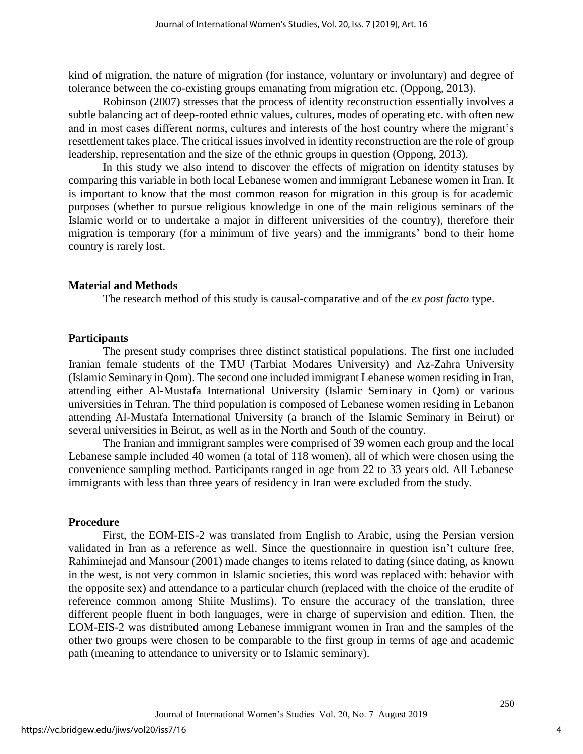kind of migration, the nature of migration (for instance, voluntary or involuntary) and degree of tolerance between the co-existing groups emanating from migration etc. (Oppong, 2013).

Robinson (2007) stresses that the process of identity reconstruction essentially involves a subtle balancing act of deep-rooted ethnic values, cultures, modes of operating etc. with often new and in most cases different norms, cultures and interests of the host country where the migrant's resettlement takes place. The critical issues involved in identity reconstruction are the role of group leadership, representation and the size of the ethnic groups in question (Oppong, 2013).

In this study we also intend to discover the effects of migration on identity statuses by comparing this variable in both local Lebanese women and immigrant Lebanese women in Iran. It is important to know that the most common reason for migration in this group is for academic purposes (whether to pursue religious knowledge in one of the main religious seminars of the Islamic world or to undertake a major in different universities of the country), therefore their migration is temporary (for a minimum of five years) and the immigrants' bond to their home country is rarely lost.

## Material and Methods

The research method of this study is causal-comparative and of the *ex post facto* type.

## Participants

The present study comprises three distinct statistical populations. The first one included Iranian female students of the TMU (Tarbiat Modares University) and Az-Zahra University (Islamic Seminary in Qom). The second one included immigrant Lebanese women residing in Iran, attending either Al-Mustafa International University (Islamic Seminary in Qom) or various universities in Tehran. The third population is composed of Lebanese women residing in Lebanon attending Al-Mustafa International University (a branch of the Islamic Seminary in Beirut) or several universities in Beirut, as well as in the North and South of the country.

The Iranian and immigrant samples were comprised of 39 women each group and the local Lebanese sample included 40 women (a total of 118 women), all of which were chosen using the convenience sampling method. Participants ranged in age from 22 to 33 years old. All Lebanese immigrants with less than three years of residency in Iran were excluded from the study.

## Procedure

First, the EOM-EIS-2 was translated from English to Arabic, using the Persian version validated in Iran as a reference as well. Since the questionnaire in question isn't culture free, Rahiminejad and Mansour (2001) made changes to items related to dating (since dating, as known in the west, is not very common in Islamic societies, this word was replaced with: behavior with the opposite sex) and attendance to a particular church (replaced with the choice of the erudite of reference common among Shiite Muslims). To ensure the accuracy of the translation, three different people fluent in both languages, were in charge of supervision and edition. Then, the EOM-EIS-2 was distributed among Lebanese immigrant women in Iran and the samples of the other two groups were chosen to be comparable to the first group in terms of age and academic path (meaning to attendance to university or to Islamic seminary).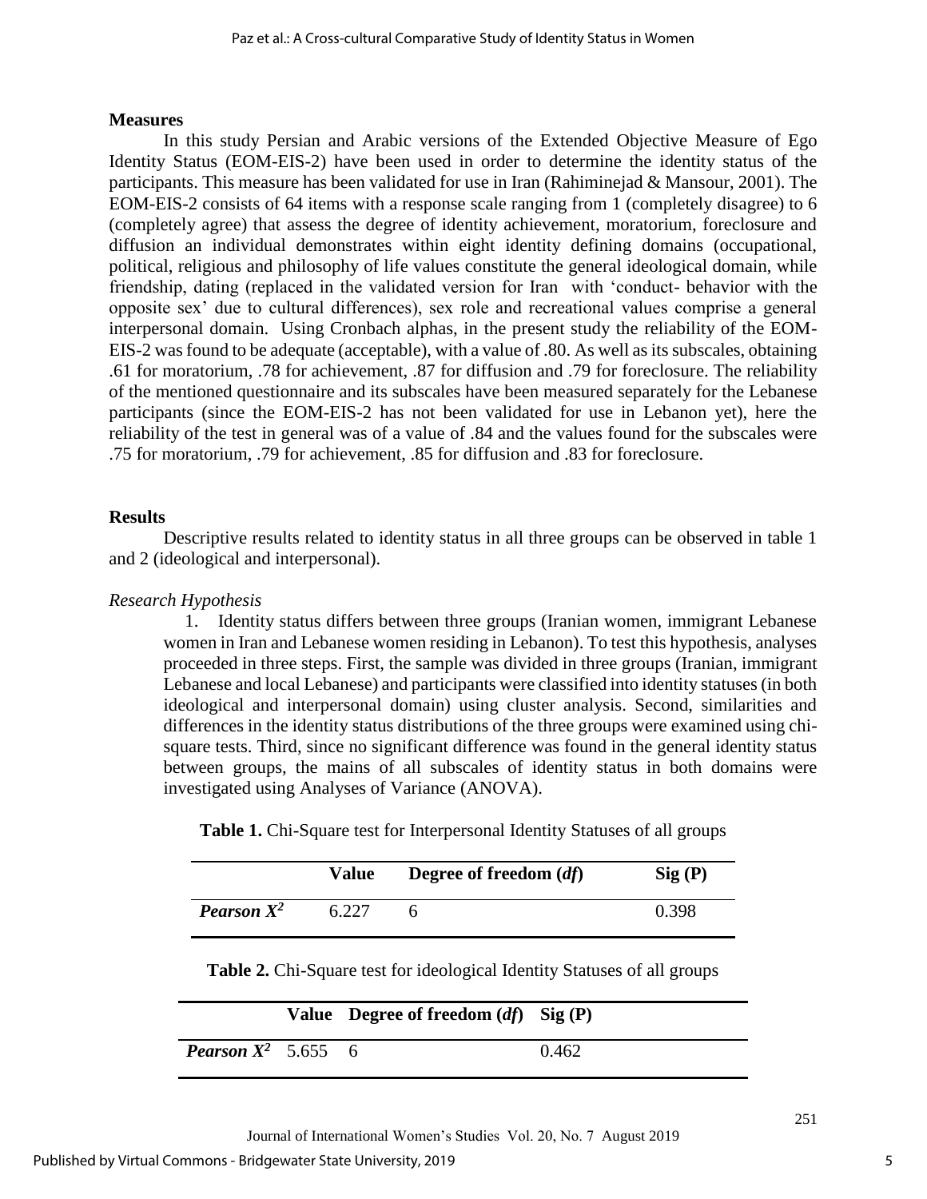## Measures

In this study Persian and Arabic versions of the Extended Objective Measure of Ego Identity Status (EOM-EIS-2) have been used in order to determine the identity status of the participants. This measure has been validated for use in Iran (Rahiminejad & Mansour, 2001). The EOM-EIS-2 consists of 64 items with a response scale ranging from 1 (completely disagree) to 6 (completely agree) that assess the degree of identity achievement, moratorium, foreclosure and diffusion an individual demonstrates within eight identity defining domains (occupational, political, religious and philosophy of life values constitute the general ideological domain, while friendship, dating (replaced in the validated version for Iran with 'conduct- behavior with the opposite sex' due to cultural differences), sex role and recreational values comprise a general interpersonal domain. Using Cronbach alphas, in the present study the reliability of the EOM-EIS-2 was found to be adequate (acceptable), with a value of .80. As well as its subscales, obtaining .61 for moratorium, .78 for achievement, .87 for diffusion and .79 for foreclosure. The reliability of the mentioned questionnaire and its subscales have been measured separately for the Lebanese participants (since the EOM-EIS-2 has not been validated for use in Lebanon yet), here the reliability of the test in general was of a value of .84 and the values found for the subscales were .75 for moratorium, .79 for achievement, .85 for diffusion and .83 for foreclosure.

## Results

Descriptive results related to identity status in all three groups can be observed in table 1 and 2 (ideological and interpersonal).

### *Research Hypothesis*

1. Identity status differs between three groups (Iranian women, immigrant Lebanese women in Iran and Lebanese women residing in Lebanon). To test this hypothesis, analyses proceeded in three steps. First, the sample was divided in three groups (Iranian, immigrant Lebanese and local Lebanese) and participants were classified into identity statuses (in both ideological and interpersonal domain) using cluster analysis. Second, similarities and differences in the identity status distributions of the three groups were examined using chi-square tests. Third, since no significant difference was found in the general identity status between groups, the mains of all subscales of identity status in both domains were investigated using Analyses of Variance (ANOVA).

**Table 1.** Chi-Square test for Interpersonal Identity Statuses of all groups

| | **Value** | **Degree of freedom (*df*)** | **Sig (P)** |
|---|---|---|---|
| ***Pearson $X^2$*** | 6.227 | 6 | 0.398 |

**Table 2.** Chi-Square test for ideological Identity Statuses of all groups

| | **Value** | **Degree of freedom (*df*)** | **Sig (P)** |
|---|---|---|---|
| ***Pearson $X^2$*** | 5.655 | 6 | 0.462 |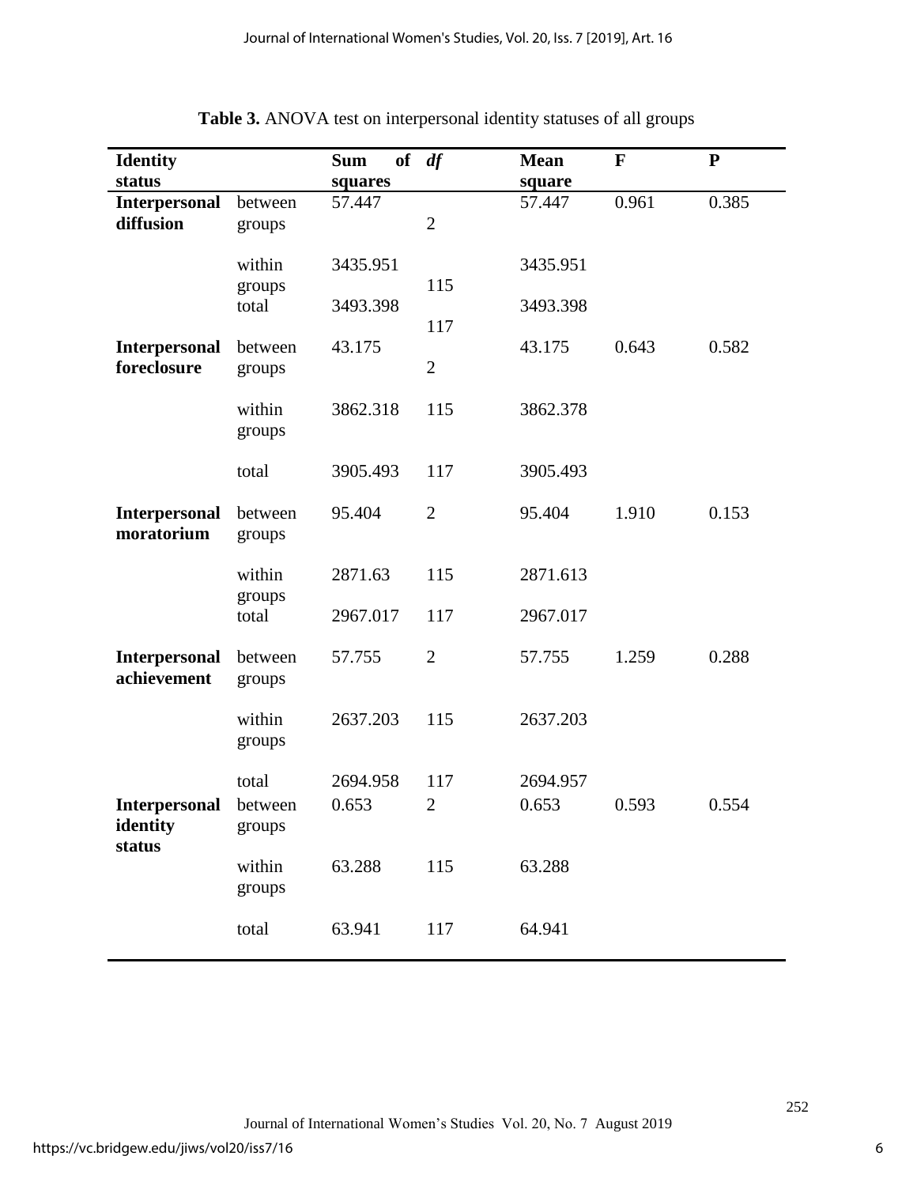**Table 3.** ANOVA test on interpersonal identity statuses of all groups

| Identity status | | Sum of squares | *df* | Mean square | F | P |
|---|---|---|---|---|---|---|
| **Interpersonal diffusion** | between groups | 57.447 | 2 | 57.447 | 0.961 | 0.385 |
| | within groups | 3435.951 | 115 | 3435.951 | | |
| | total | 3493.398 | 117 | 3493.398 | | |
| **Interpersonal foreclosure** | between groups | 43.175 | 2 | 43.175 | 0.643 | 0.582 |
| | within groups | 3862.318 | 115 | 3862.378 | | |
| | total | 3905.493 | 117 | 3905.493 | | |
| **Interpersonal moratorium** | between groups | 95.404 | 2 | 95.404 | 1.910 | 0.153 |
| | within groups | 2871.63 | 115 | 2871.613 | | |
| | total | 2967.017 | 117 | 2967.017 | | |
| **Interpersonal achievement** | between groups | 57.755 | 2 | 57.755 | 1.259 | 0.288 |
| | within groups | 2637.203 | 115 | 2637.203 | | |
| | total | 2694.958 | 117 | 2694.957 | | |
| **Interpersonal identity status** | between groups | 0.653 | 2 | 0.653 | 0.593 | 0.554 |
| | within groups | 63.288 | 115 | 63.288 | | |
| | total | 63.941 | 117 | 64.941 | | |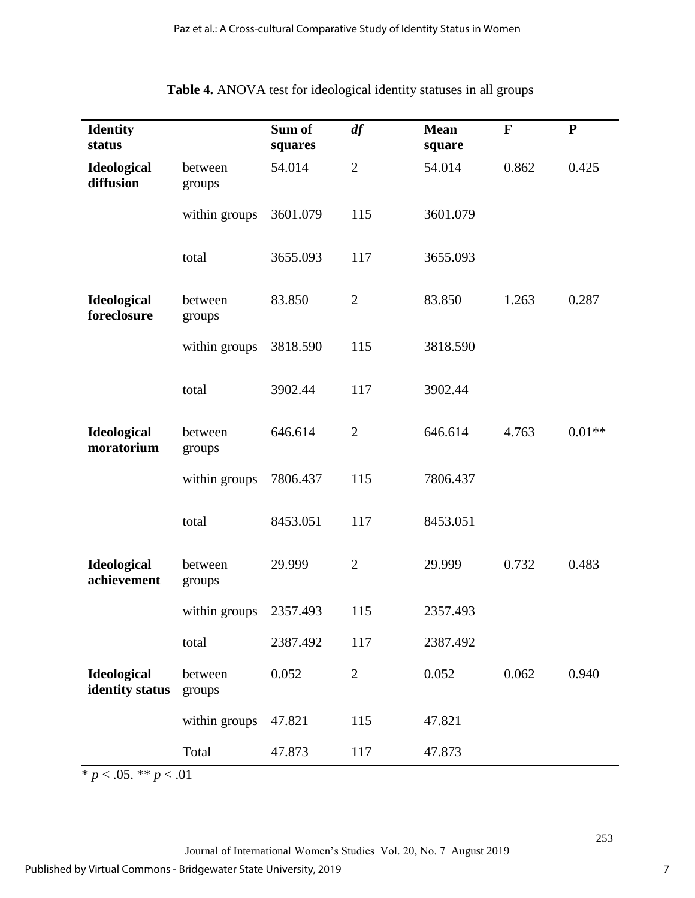**Table 4.** ANOVA test for ideological identity statuses in all groups

| Identity status | | Sum of squares | *df* | Mean square | F | P |
|---|---|---|---|---|---|---|
| **Ideological diffusion** | between groups | 54.014 | 2 | 54.014 | 0.862 | 0.425 |
| | within groups | 3601.079 | 115 | 3601.079 | | |
| | total | 3655.093 | 117 | 3655.093 | | |
| **Ideological foreclosure** | between groups | 83.850 | 2 | 83.850 | 1.263 | 0.287 |
| | within groups | 3818.590 | 115 | 3818.590 | | |
| | total | 3902.44 | 117 | 3902.44 | | |
| **Ideological moratorium** | between groups | 646.614 | 2 | 646.614 | 4.763 | 0.01** |
| | within groups | 7806.437 | 115 | 7806.437 | | |
| | total | 8453.051 | 117 | 8453.051 | | |
| **Ideological achievement** | between groups | 29.999 | 2 | 29.999 | 0.732 | 0.483 |
| | within groups | 2357.493 | 115 | 2357.493 | | |
| | total | 2387.492 | 117 | 2387.492 | | |
| **Ideological identity status** | between groups | 0.052 | 2 | 0.052 | 0.062 | 0.940 |
| | within groups | 47.821 | 115 | 47.821 | | |
| | Total | 47.873 | 117 | 47.873 | | |

* $p < .05$. ** $p < .01$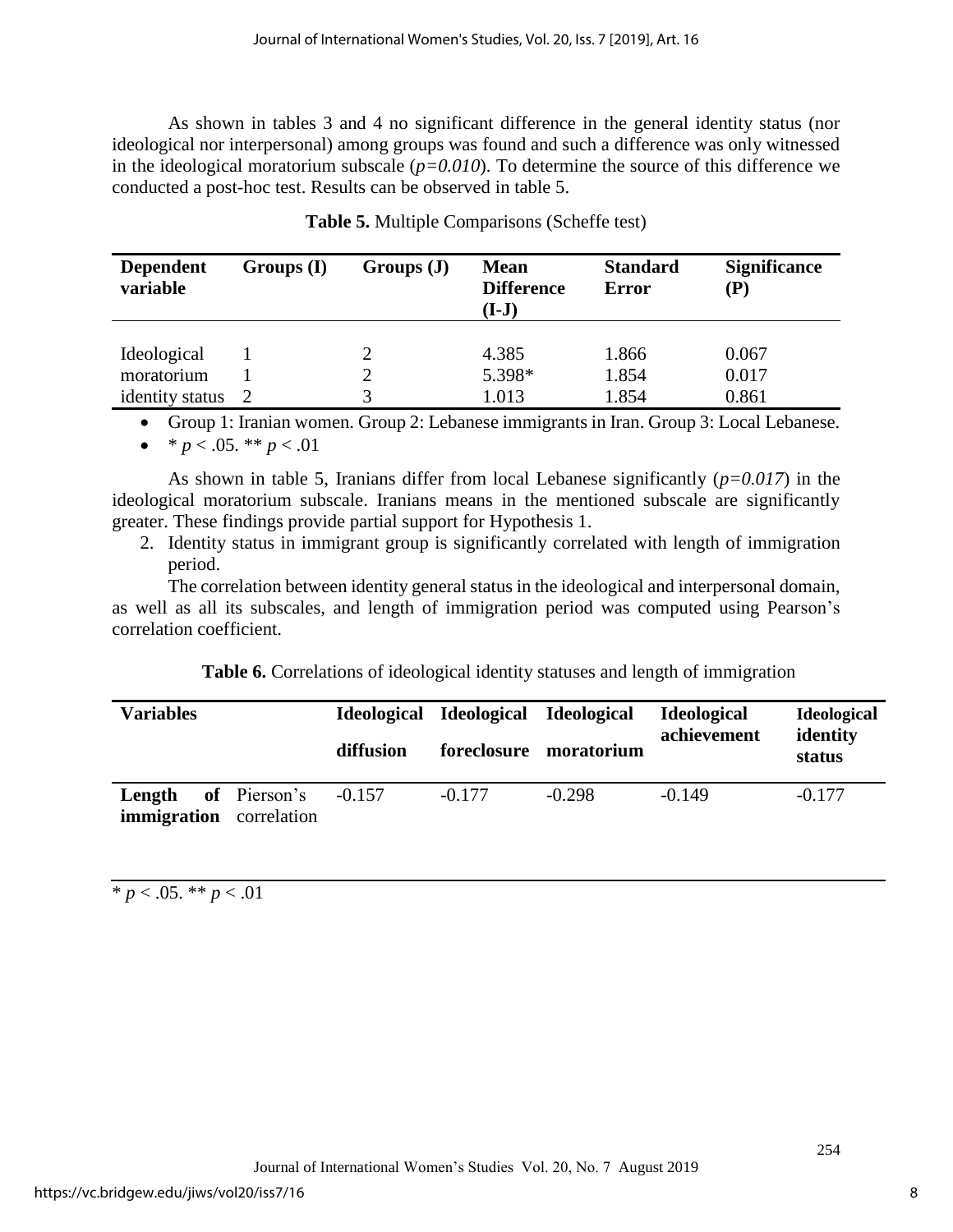As shown in tables 3 and 4 no significant difference in the general identity status (nor ideological nor interpersonal) among groups was found and such a difference was only witnessed in the ideological moratorium subscale (*p=0.010*). To determine the source of this difference we conducted a post-hoc test. Results can be observed in table 5.

**Table 5.** Multiple Comparisons (Scheffe test)

| Dependent variable | Groups (I) | Groups (J) | Mean Difference (I-J) | Standard Error | Significance (P) |
|---|---|---|---|---|---|
| Ideological | 1 | 2 | 4.385 | 1.866 | 0.067 |
| moratorium | 1 | 2 | 5.398* | 1.854 | 0.017 |
| identity status | 2 | 3 | 1.013 | 1.854 | 0.861 |

- Group 1: Iranian women. Group 2: Lebanese immigrants in Iran. Group 3: Local Lebanese.
- * $p < .05$. ** $p < .01$

As shown in table 5, Iranians differ from local Lebanese significantly (*p=0.017*) in the ideological moratorium subscale. Iranians means in the mentioned subscale are significantly greater. These findings provide partial support for Hypothesis 1.

2. Identity status in immigrant group is significantly correlated with length of immigration period.

The correlation between identity general status in the ideological and interpersonal domain, as well as all its subscales, and length of immigration period was computed using Pearson's correlation coefficient.

**Table 6.** Correlations of ideological identity statuses and length of immigration

| Variables | | Ideological diffusion | Ideological foreclosure | Ideological moratorium | Ideological achievement | Ideological identity status |
|---|---|---|---|---|---|---|
| **Length of immigration** | Pearson's correlation | -0.157 | -0.177 | -0.298 | -0.149 | -0.177 |

* $p < .05$. ** $p < .01$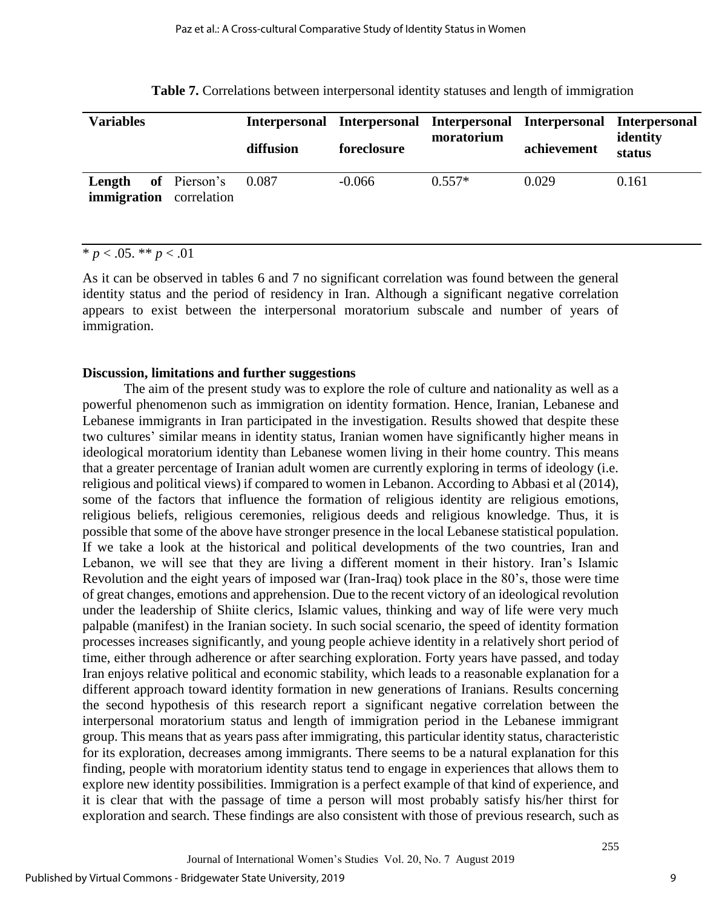**Table 7.** Correlations between interpersonal identity statuses and length of immigration

| Variables | | Interpersonal diffusion | Interpersonal foreclosure | Interpersonal moratorium | Interpersonal achievement | Interpersonal identity status |
|---|---|---|---|---|---|---|
| **Length of immigration** | Pierson's correlation | 0.087 | -0.066 | 0.557* | 0.029 | 0.161 |

\* $p < .05$. ** $p < .01$

As it can be observed in tables 6 and 7 no significant correlation was found between the general identity status and the period of residency in Iran. Although a significant negative correlation appears to exist between the interpersonal moratorium subscale and number of years of immigration.

### Discussion, limitations and further suggestions

The aim of the present study was to explore the role of culture and nationality as well as a powerful phenomenon such as immigration on identity formation. Hence, Iranian, Lebanese and Lebanese immigrants in Iran participated in the investigation. Results showed that despite these two cultures' similar means in identity status, Iranian women have significantly higher means in ideological moratorium identity than Lebanese women living in their home country. This means that a greater percentage of Iranian adult women are currently exploring in terms of ideology (i.e. religious and political views) if compared to women in Lebanon. According to Abbasi et al (2014), some of the factors that influence the formation of religious identity are religious emotions, religious beliefs, religious ceremonies, religious deeds and religious knowledge. Thus, it is possible that some of the above have stronger presence in the local Lebanese statistical population. If we take a look at the historical and political developments of the two countries, Iran and Lebanon, we will see that they are living a different moment in their history. Iran's Islamic Revolution and the eight years of imposed war (Iran-Iraq) took place in the 80's, those were time of great changes, emotions and apprehension. Due to the recent victory of an ideological revolution under the leadership of Shiite clerics, Islamic values, thinking and way of life were very much palpable (manifest) in the Iranian society. In such social scenario, the speed of identity formation processes increases significantly, and young people achieve identity in a relatively short period of time, either through adherence or after searching exploration. Forty years have passed, and today Iran enjoys relative political and economic stability, which leads to a reasonable explanation for a different approach toward identity formation in new generations of Iranians. Results concerning the second hypothesis of this research report a significant negative correlation between the interpersonal moratorium status and length of immigration period in the Lebanese immigrant group. This means that as years pass after immigrating, this particular identity status, characteristic for its exploration, decreases among immigrants. There seems to be a natural explanation for this finding, people with moratorium identity status tend to engage in experiences that allows them to explore new identity possibilities. Immigration is a perfect example of that kind of experience, and it is clear that with the passage of time a person will most probably satisfy his/her thirst for exploration and search. These findings are also consistent with those of previous research, such as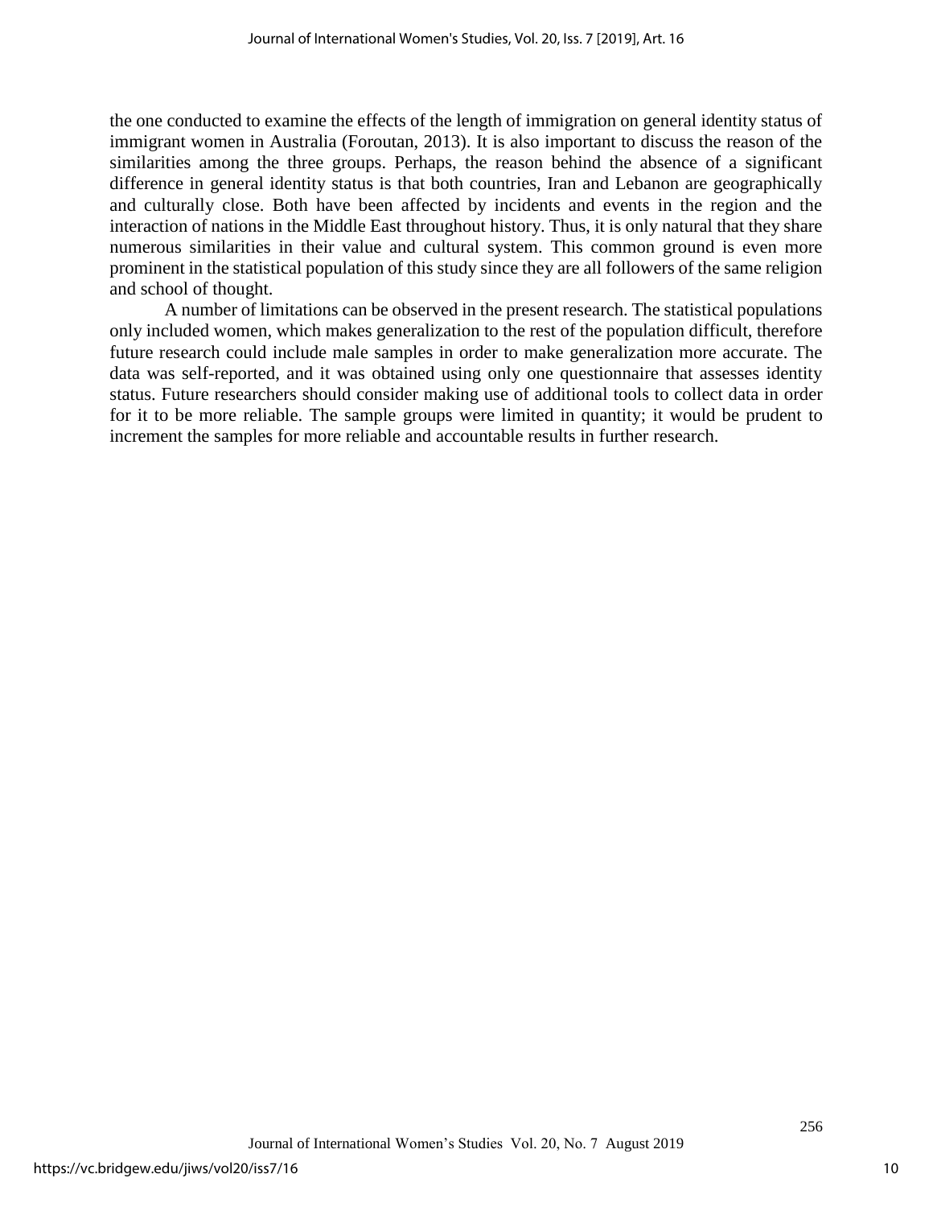the one conducted to examine the effects of the length of immigration on general identity status of immigrant women in Australia (Foroutan, 2013). It is also important to discuss the reason of the similarities among the three groups. Perhaps, the reason behind the absence of a significant difference in general identity status is that both countries, Iran and Lebanon are geographically and culturally close. Both have been affected by incidents and events in the region and the interaction of nations in the Middle East throughout history. Thus, it is only natural that they share numerous similarities in their value and cultural system. This common ground is even more prominent in the statistical population of this study since they are all followers of the same religion and school of thought.

A number of limitations can be observed in the present research. The statistical populations only included women, which makes generalization to the rest of the population difficult, therefore future research could include male samples in order to make generalization more accurate. The data was self-reported, and it was obtained using only one questionnaire that assesses identity status. Future researchers should consider making use of additional tools to collect data in order for it to be more reliable. The sample groups were limited in quantity; it would be prudent to increment the samples for more reliable and accountable results in further research.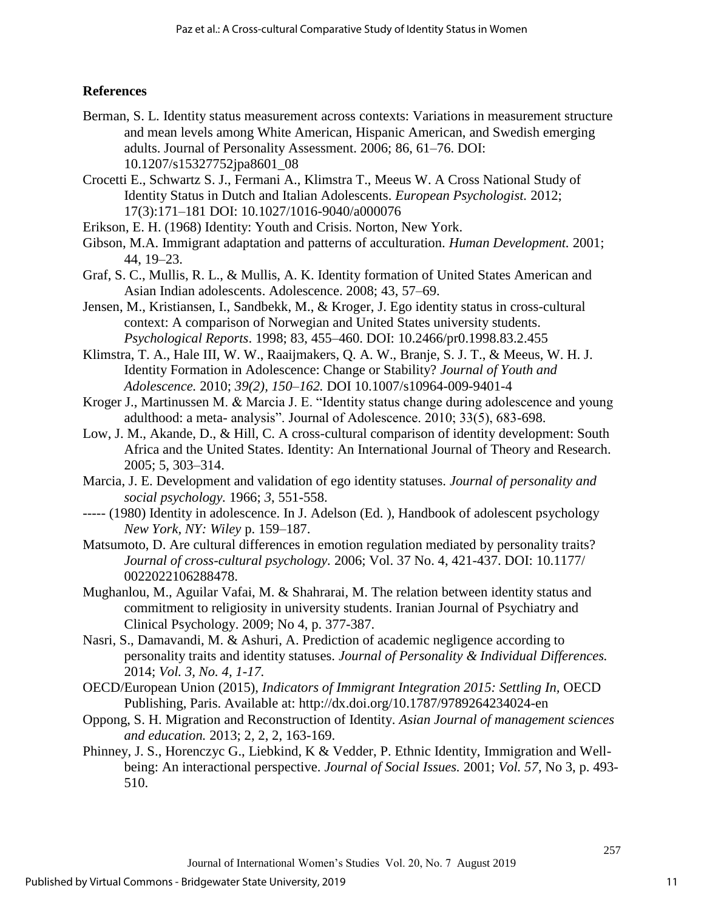## References

Berman, S. L. Identity status measurement across contexts: Variations in measurement structure and mean levels among White American, Hispanic American, and Swedish emerging adults. Journal of Personality Assessment. 2006; 86, 61–76. DOI: 10.1207/s15327752jpa8601_08

Crocetti E., Schwartz S. J., Fermani A., Klimstra T., Meeus W. A Cross National Study of Identity Status in Dutch and Italian Adolescents. *European Psychologist.* 2012; 17(3):171–181 DOI: 10.1027/1016-9040/a000076

Erikson, E. H. (1968) Identity: Youth and Crisis. Norton, New York.

Gibson, M.A. Immigrant adaptation and patterns of acculturation. *Human Development.* 2001; 44, 19–23.

Graf, S. C., Mullis, R. L., & Mullis, A. K. Identity formation of United States American and Asian Indian adolescents. Adolescence. 2008; 43, 57–69.

Jensen, M., Kristiansen, I., Sandbekk, M., & Kroger, J. Ego identity status in cross-cultural context: A comparison of Norwegian and United States university students. *Psychological Reports*. 1998; 83, 455–460. DOI: 10.2466/pr0.1998.83.2.455

Klimstra, T. A., Hale III, W. W., Raaijmakers, Q. A. W., Branje, S. J. T., & Meeus, W. H. J. Identity Formation in Adolescence: Change or Stability? *Journal of Youth and Adolescence.* 2010; *39(2), 150–162.* DOI 10.1007/s10964-009-9401-4

Kroger J., Martinussen M. & Marcia J. E. "Identity status change during adolescence and young adulthood: a meta- analysis". Journal of Adolescence. 2010; 33(5), 683-698.

Low, J. M., Akande, D., & Hill, C. A cross-cultural comparison of identity development: South Africa and the United States. Identity: An International Journal of Theory and Research. 2005; 5, 303–314.

Marcia, J. E. Development and validation of ego identity statuses. *Journal of personality and social psychology.* 1966; *3,* 551-558.

----- (1980) Identity in adolescence. In J. Adelson (Ed. ), Handbook of adolescent psychology *New York, NY: Wiley* p. 159–187.

Matsumoto, D. Are cultural differences in emotion regulation mediated by personality traits? *Journal of cross-cultural psychology*. 2006; Vol. 37 No. 4, 421-437. DOI: 10.1177/ 0022022106288478.

Mughanlou, M., Aguilar Vafai, M. & Shahrarai, M. The relation between identity status and commitment to religiosity in university students. Iranian Journal of Psychiatry and Clinical Psychology. 2009; No 4, p. 377-387.

Nasri, S., Damavandi, M. & Ashuri, A. Prediction of academic negligence according to personality traits and identity statuses. *Journal of Personality & Individual Differences.* 2014; *Vol. 3, No. 4, 1-17.*

OECD/European Union (2015), *Indicators of Immigrant Integration 2015: Settling In,* OECD Publishing, Paris. Available at: http://dx.doi.org/10.1787/9789264234024-en

Oppong, S. H. Migration and Reconstruction of Identity. *Asian Journal of management sciences and education.* 2013; 2, 2, 163-169.

Phinney, J. S., Horenczyc G., Liebkind, K & Vedder, P. Ethnic Identity, Immigration and Well-being: An interactional perspective. *Journal of Social Issues.* 2001; *Vol. 57*, No 3, p. 493-510.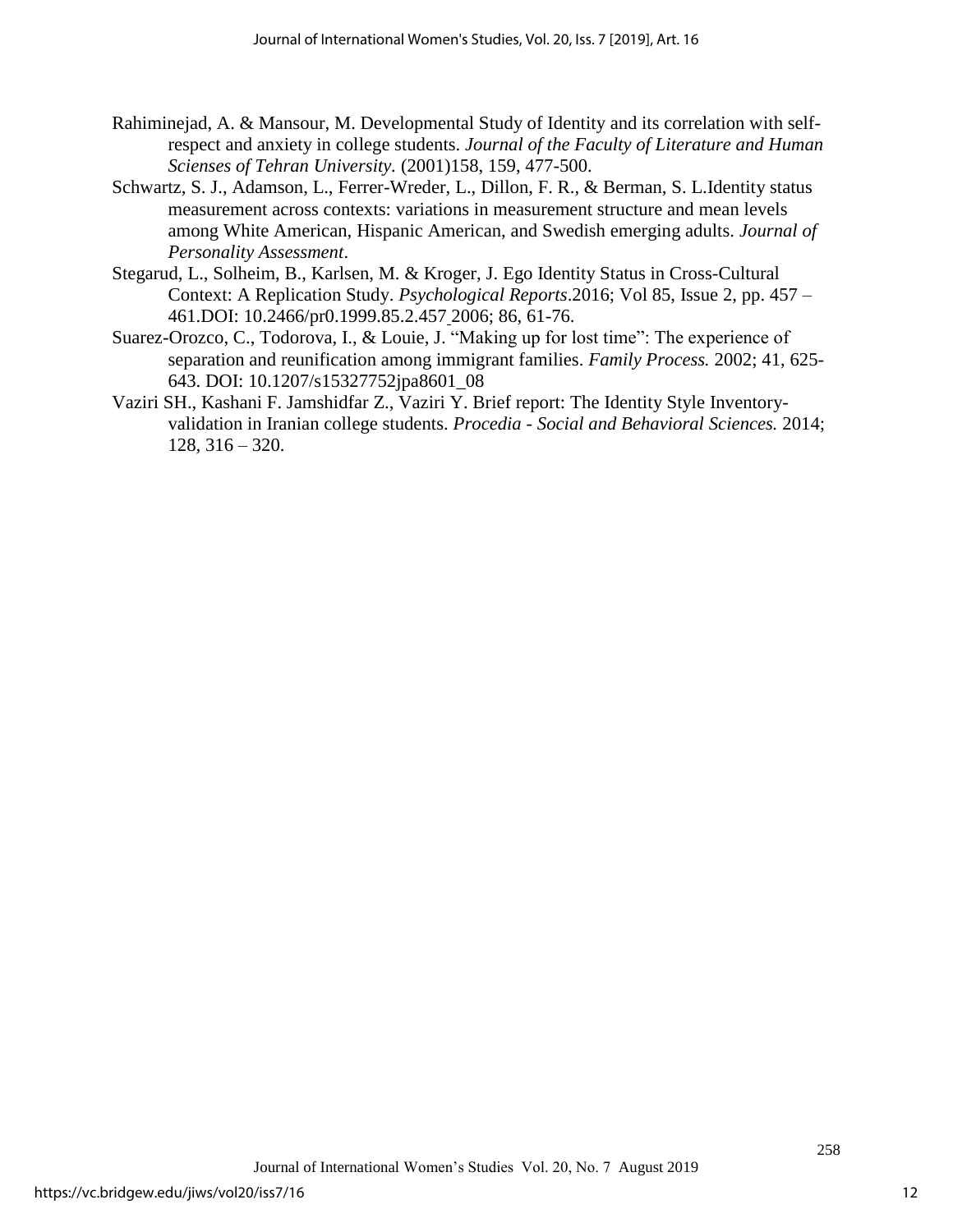Rahiminejad, A. & Mansour, M. Developmental Study of Identity and its correlation with self-respect and anxiety in college students. *Journal of the Faculty of Literature and Human Scienses of Tehran University.* (2001)158, 159, 477-500.

Schwartz, S. J., Adamson, L., Ferrer-Wreder, L., Dillon, F. R., & Berman, S. L.Identity status measurement across contexts: variations in measurement structure and mean levels among White American, Hispanic American, and Swedish emerging adults. *Journal of Personality Assessment*.

Stegarud, L., Solheim, B., Karlsen, M. & Kroger, J. Ego Identity Status in Cross-Cultural Context: A Replication Study. *Psychological Reports*.2016; Vol 85, Issue 2, pp. 457 – 461.DOI: 10.2466/pr0.1999.85.2.457 2006; 86, 61-76.

Suarez-Orozco, C., Todorova, I., & Louie, J. "Making up for lost time": The experience of separation and reunification among immigrant families. *Family Process.* 2002; 41, 625-643. DOI: 10.1207/s15327752jpa8601_08

Vaziri SH., Kashani F. Jamshidfar Z., Vaziri Y. Brief report: The Identity Style Inventory-validation in Iranian college students. *Procedia - Social and Behavioral Sciences.* 2014; 128, 316 – 320.